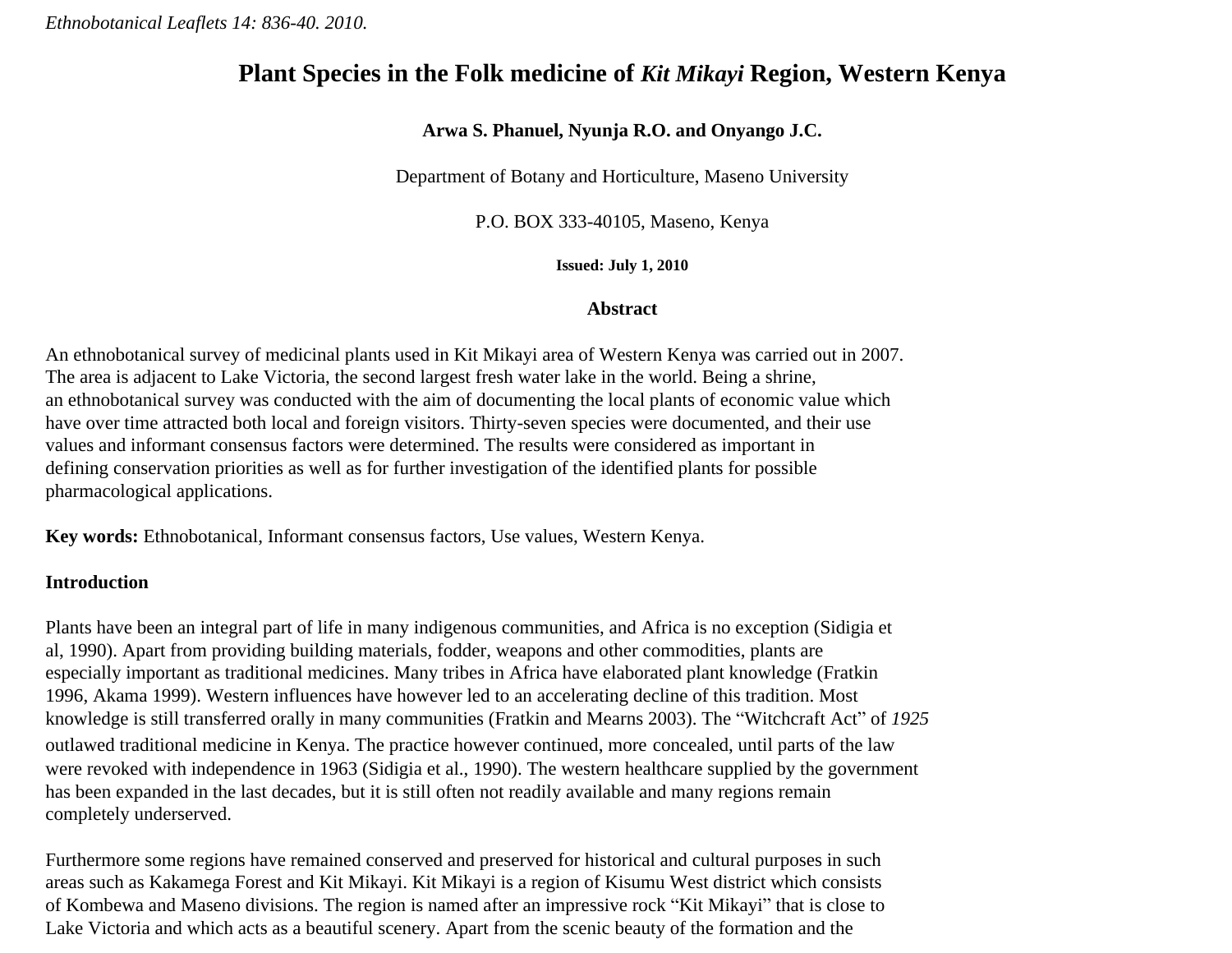*Ethnobotanical Leaflets 14: 836-40. 2010.*

# Plant Species in the Folk medicine of *Kit Mikayi* Region, Western Kenya

**Arwa S. Phanuel, Nyunja R.O. and Onyango J.C.**

Department of Botany and Horticulture, Maseno University

P.O. BOX 333-40105, Maseno, Kenya

**Issued: July 1, 2010**

## Abstract

An ethnobotanical survey of medicinal plants used in Kit Mikayi area of Western Kenya was carried out in 2007. The area is adjacent to Lake Victoria, the second largest fresh water lake in the world. Being a shrine, an ethnobotanical survey was conducted with the aim of documenting the local plants of economic value which have over time attracted both local and foreign visitors. Thirty-seven species were documented, and their use values and informant consensus factors were determined. The results were considered as important in defining conservation priorities as well as for further investigation of the identified plants for possible pharmacological applications.

**Key words:** Ethnobotanical, Informant consensus factors, Use values, Western Kenya.

## Introduction

Plants have been an integral part of life in many indigenous communities, and Africa is no exception (Sidigia et al, 1990). Apart from providing building materials, fodder, weapons and other commodities, plants are especially important as traditional medicines. Many tribes in Africa have elaborated plant knowledge (Fratkin 1996, Akama 1999). Western influences have however led to an accelerating decline of this tradition. Most knowledge is still transferred orally in many communities (Fratkin and Mearns 2003). The "Witchcraft Act" of *1925* outlawed traditional medicine in Kenya. The practice however continued, more concealed, until parts of the law were revoked with independence in 1963 (Sidigia et al., 1990). The western healthcare supplied by the government has been expanded in the last decades, but it is still often not readily available and many regions remain completely underserved.

Furthermore some regions have remained conserved and preserved for historical and cultural purposes in such areas such as Kakamega Forest and Kit Mikayi. Kit Mikayi is a region of Kisumu West district which consists of Kombewa and Maseno divisions. The region is named after an impressive rock "Kit Mikayi" that is close to Lake Victoria and which acts as a beautiful scenery. Apart from the scenic beauty of the formation and the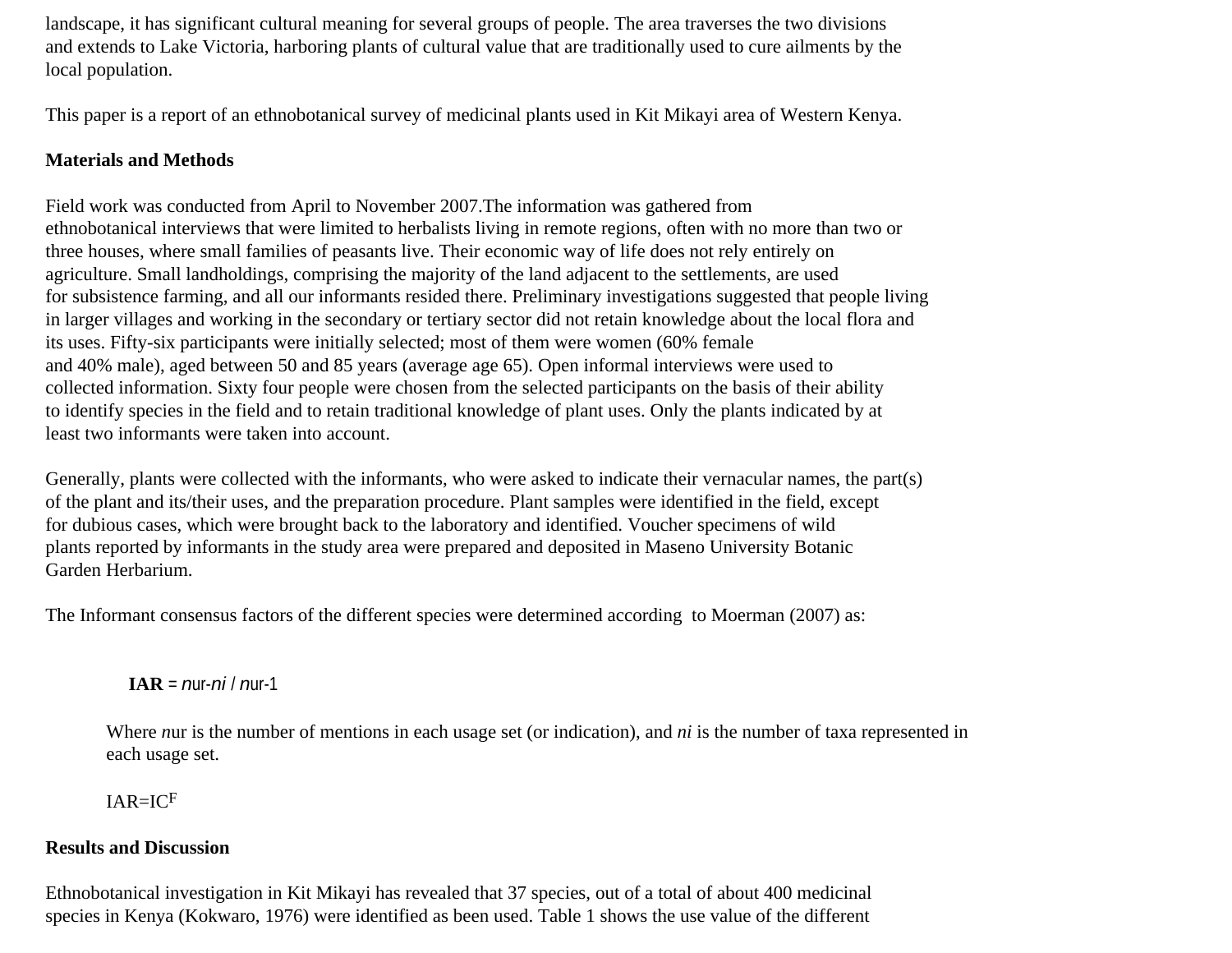landscape, it has significant cultural meaning for several groups of people. The area traverses the two divisions and extends to Lake Victoria, harboring plants of cultural value that are traditionally used to cure ailments by the local population.

This paper is a report of an ethnobotanical survey of medicinal plants used in Kit Mikayi area of Western Kenya.

**Materials and Methods**

Field work was conducted from April to November 2007.The information was gathered from ethnobotanical interviews that were limited to herbalists living in remote regions, often with no more than two or three houses, where small families of peasants live. Their economic way of life does not rely entirely on agriculture. Small landholdings, comprising the majority of the land adjacent to the settlements, are used for subsistence farming, and all our informants resided there. Preliminary investigations suggested that people living in larger villages and working in the secondary or tertiary sector did not retain knowledge about the local flora and its uses. Fifty-six participants were initially selected; most of them were women (60% female and 40% male), aged between 50 and 85 years (average age 65). Open informal interviews were used to collected information. Sixty four people were chosen from the selected participants on the basis of their ability to identify species in the field and to retain traditional knowledge of plant uses. Only the plants indicated by at least two informants were taken into account.

Generally, plants were collected with the informants, who were asked to indicate their vernacular names, the part(s) of the plant and its/their uses, and the preparation procedure. Plant samples were identified in the field, except for dubious cases, which were brought back to the laboratory and identified. Voucher specimens of wild plants reported by informants in the study area were prepared and deposited in Maseno University Botanic Garden Herbarium.

The Informant consensus factors of the different species were determined according to Moerman (2007) as:

$$\textbf{IAR} = n_{ur} - n_i / n_{ur} - 1$$

Where $n_{ur}$ is the number of mentions in each usage set (or indication), and $n_i$ is the number of taxa represented in each usage set.

$$\text{IAR} = \text{IC}^{F}$$

**Results and Discussion**

Ethnobotanical investigation in Kit Mikayi has revealed that 37 species, out of a total of about 400 medicinal species in Kenya (Kokwaro, 1976) were identified as been used. Table 1 shows the use value of the different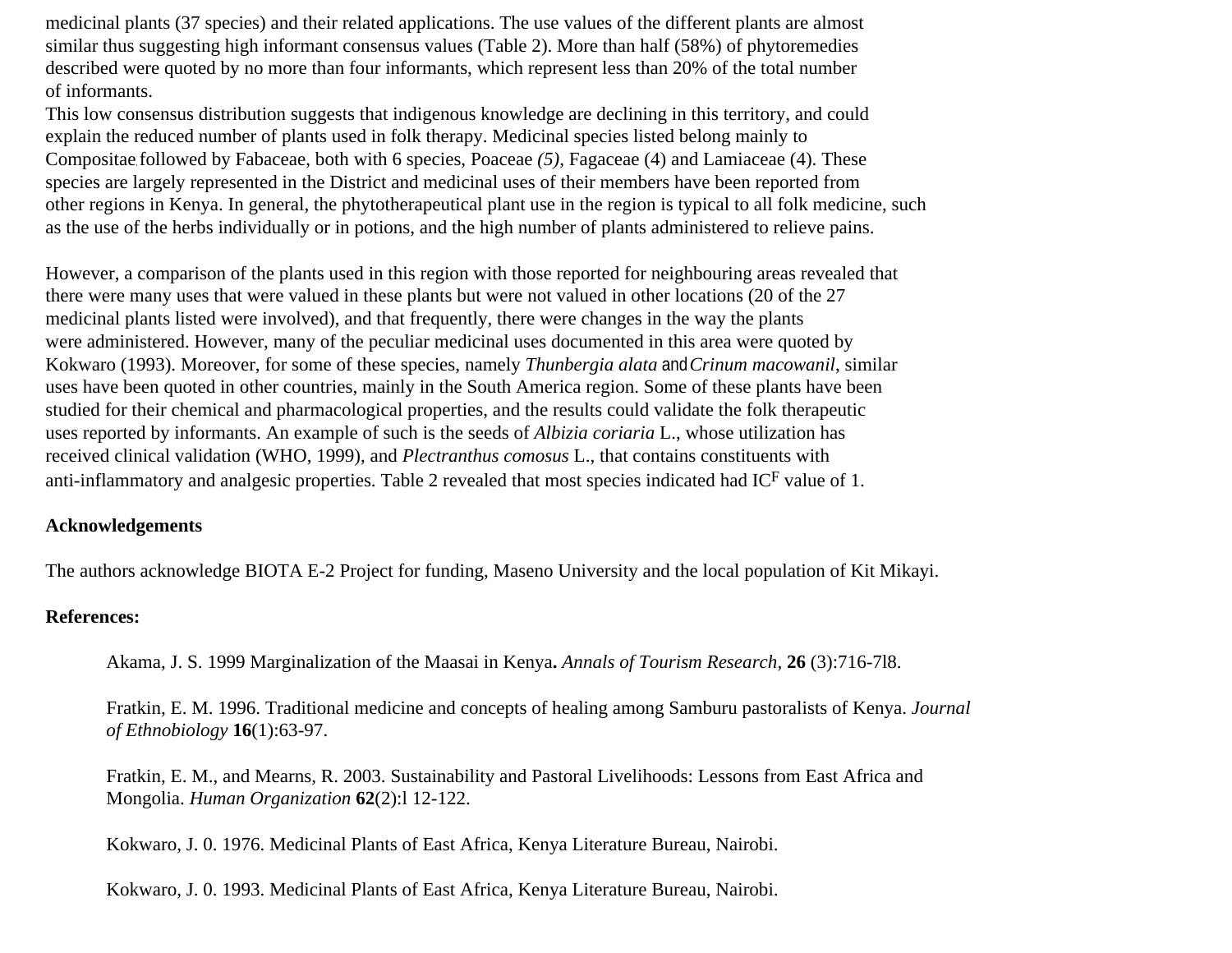medicinal plants (37 species) and their related applications. The use values of the different plants are almost similar thus suggesting high informant consensus values (Table 2). More than half (58%) of phytoremedies described were quoted by no more than four informants, which represent less than 20% of the total number of informants.

This low consensus distribution suggests that indigenous knowledge are declining in this territory, and could explain the reduced number of plants used in folk therapy. Medicinal species listed belong mainly to Compositae followed by Fabaceae, both with 6 species, Poaceae *(5),* Fagaceae (4) and Lamiaceae (4). These species are largely represented in the District and medicinal uses of their members have been reported from other regions in Kenya. In general, the phytotherapeutical plant use in the region is typical to all folk medicine, such as the use of the herbs individually or in potions, and the high number of plants administered to relieve pains.

However, a comparison of the plants used in this region with those reported for neighbouring areas revealed that there were many uses that were valued in these plants but were not valued in other locations (20 of the 27 medicinal plants listed were involved), and that frequently, there were changes in the way the plants were administered. However, many of the peculiar medicinal uses documented in this area were quoted by Kokwaro (1993). Moreover, for some of these species, namely *Thunbergia alata* and *Crinum macowanil*, similar uses have been quoted in other countries, mainly in the South America region. Some of these plants have been studied for their chemical and pharmacological properties, and the results could validate the folk therapeutic uses reported by informants. An example of such is the seeds of *Albizia coriaria* L., whose utilization has received clinical validation (WHO, 1999), and *Plectranthus comosus* L., that contains constituents with anti-inflammatory and analgesic properties. Table 2 revealed that most species indicated had $IC^F$ value of 1.

**Acknowledgements**

The authors acknowledge BIOTA E-2 Project for funding, Maseno University and the local population of Kit Mikayi.

**References:**

Akama, J. S. 1999 Marginalization of the Maasai in Kenya**.** *Annals of Tourism Research*, **26** (3):716-7l8.

Fratkin, E. M. 1996. Traditional medicine and concepts of healing among Samburu pastoralists of Kenya. *Journal of Ethnobiology* **16**(1):63-97.

Fratkin, E. M., and Mearns, R. 2003. Sustainability and Pastoral Livelihoods: Lessons from East Africa and Mongolia. *Human Organization* **62**(2):l 12-122.

Kokwaro, J. 0. 1976. Medicinal Plants of East Africa, Kenya Literature Bureau, Nairobi.

Kokwaro, J. 0. 1993. Medicinal Plants of East Africa, Kenya Literature Bureau, Nairobi.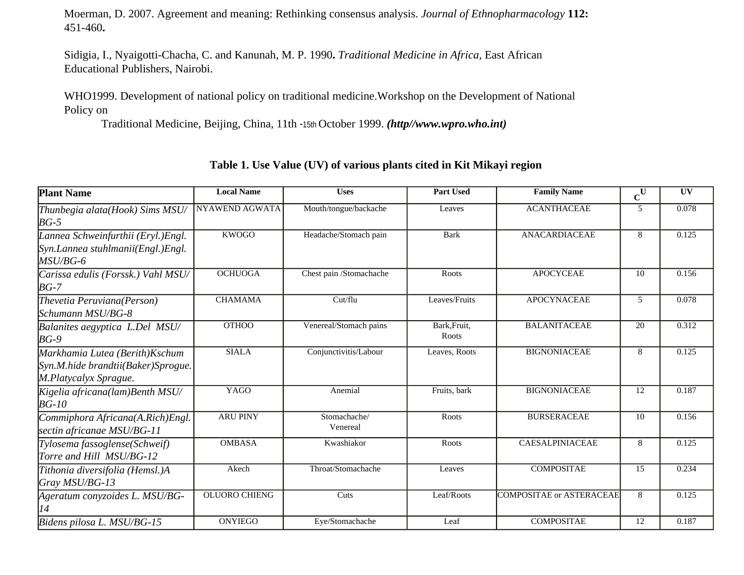Moerman, D. 2007. Agreement and meaning: Rethinking consensus analysis. *Journal of Ethnopharmacology* **112:** 451-460**.**

Sidigia, I., Nyaigotti-Chacha, C. and Kanunah, M. P. 1990**.** *Traditional Medicine in Africa,* East African Educational Publishers, Nairobi.

WHO1999. Development of national policy on traditional medicine.Workshop on the Development of National Policy on
Traditional Medicine, Beijing, China, 11th -15th October 1999. ***(http//www.wpro.who.int)***

**Table 1. Use Value (UV) of various plants cited in Kit Mikayi region**

| Plant Name | Local Name | Uses | Part Used | Family Name | $C^U$ | UV |
|---|---|---|---|---|---|---|
| *Thunbegia alata(Hook) Sims MSU/ BG-5* | NYAWEND AGWATA | Mouth/tongue/backache | Leaves | ACANTHACEAE | 5 | 0.078 |
| *Lannea Schweinfurthii (Eryl.)Engl. Syn.Lannea stuhlmanii(Engl.)Engl. MSU/BG-6* | KWOGO | Headache/Stomach pain | Bark | ANACARDIACEAE | 8 | 0.125 |
| *Carissa edulis (Forssk.) Vahl MSU/ BG-7* | OCHUOGA | Chest pain /Stomachache | Roots | APOCYCEAE | 10 | 0.156 |
| *Thevetia Peruviana(Person) Schumann MSU/BG-8* | CHAMAMA | Cut/flu | Leaves/Fruits | APOCYNACEAE | 5 | 0.078 |
| *Balanites aegyptica L.Del MSU/ BG-9* | OTHOO | Venereal/Stomach pains | Bark,Fruit, Roots | BALANITACEAE | 20 | 0.312 |
| *Markhamia Lutea (Berith)Kschum Syn.M.hide brandtii(Baker)Sprogue. M.Platycalyx Sprague.* | SIALA | Conjunctivitis/Labour | Leaves, Roots | BIGNONIACEAE | 8 | 0.125 |
| *Kigelia africana(lam)Benth MSU/ BG-10* | YAGO | Anemial | Fruits, bark | BIGNONIACEAE | 12 | 0.187 |
| *Commiphora Africana(A.Rich)Engl. sectin africanae MSU/BG-11* | ARU PINY | Stomachache/ Venereal | Roots | BURSERACEAE | 10 | 0.156 |
| *Tylosema fassoglense(Schweif) Torre and Hill MSU/BG-12* | OMBASA | Kwashiakor | Roots | CAESALPINIACEAE | 8 | 0.125 |
| *Tithonia diversifolia (Hemsl.)A Gray MSU/BG-13* | Akech | Throat/Stomachache | Leaves | COMPOSITAE | 15 | 0.234 |
| *Ageratum conyzoides L. MSU/BG-14* | OLUORO CHIENG | Cuts | Leaf/Roots | COMPOSITAE or ASTERACEAE | 8 | 0.125 |
| *Bidens pilosa L. MSU/BG-15* | ONYIEGO | Eye/Stomachache | Leaf | COMPOSITAE | 12 | 0.187 |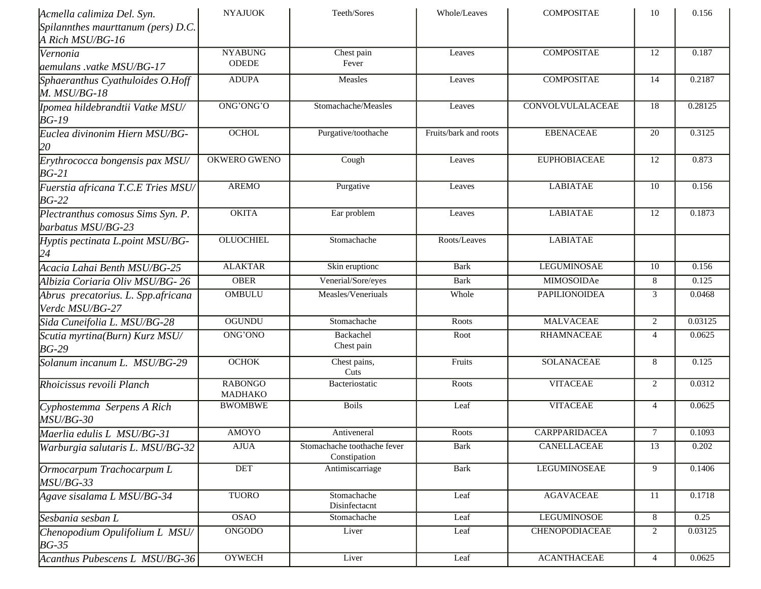| | | | | | | |
|---|---|---|---|---|---|---|
| *Acmella calimiza Del. Syn. Spilannthes maurttanum (pers) D.C. A Rich MSU/BG-16* | NYAJUOK | Teeth/Sores | Whole/Leaves | COMPOSITAE | 10 | 0.156 |
| *Vernonia aemulans .vatke MSU/BG-17* | NYABUNG ODEDE | Chest pain Fever | Leaves | COMPOSITAE | 12 | 0.187 |
| *Sphaeranthus Cyathuloides O.Hoff M. MSU/BG-18* | ADUPA | Measles | Leaves | COMPOSITAE | 14 | 0.2187 |
| *Ipomea hildebrandtii Vatke MSU/ BG-19* | ONG'ONG'O | Stomachache/Measles | Leaves | CONVOLVULALACEAE | 18 | 0.28125 |
| *Euclea divinonim Hiern MSU/BG-20* | OCHOL | Purgative/toothache | Fruits/bark and roots | EBENACEAE | 20 | 0.3125 |
| *Erythrococca bongensis pax MSU/ BG-21* | OKWERO GWENO | Cough | Leaves | EUPHOBIACEAE | 12 | 0.873 |
| *Fuerstia africana T.C.E Tries MSU/ BG-22* | AREMO | Purgative | Leaves | LABIATAE | 10 | 0.156 |
| *Plectranthus comosus Sims Syn. P. barbatus MSU/BG-23* | OKITA | Ear problem | Leaves | LABIATAE | 12 | 0.1873 |
| *Hyptis pectinata L.point MSU/BG-24* | OLUOCHIEL | Stomachache | Roots/Leaves | LABIATAE | | |
| *Acacia Lahai Benth MSU/BG-25* | ALAKTAR | Skin eruptionc | Bark | LEGUMINOSAE | 10 | 0.156 |
| *Albizia Coriaria Oliv MSU/BG- 26* | OBER | Venerial/Sore/eyes | Bark | MIMOSOIDAe | 8 | 0.125 |
| *Abrus precatorius. L. Spp.africana Verdc MSU/BG-27* | OMBULU | Measles/Veneriuals | Whole | PAPILIONOIDEA | 3 | 0.0468 |
| *Sida Cuneifolia L. MSU/BG-28* | OGUNDU | Stomachache | Roots | MALVACEAE | 2 | 0.03125 |
| *Scutia myrtina(Burn) Kurz MSU/ BG-29* | ONG'ONO | Backachel Chest pain | Root | RHAMNACEAE | 4 | 0.0625 |
| *Solanum incanum L. MSU/BG-29* | OCHOK | Chest pains, Cuts | Fruits | SOLANACEAE | 8 | 0.125 |
| *Rhoicissus revoili Planch* | RABONGO MADHAKO | Bacteriostatic | Roots | VITACEAE | 2 | 0.0312 |
| *Cyphostemma Serpens A Rich MSU/BG-30* | BWOMBWE | Boils | Leaf | VITACEAE | 4 | 0.0625 |
| *Maerlia edulis L MSU/BG-31* | AMOYO | Antiveneral | Roots | CARPPARIDACEA | 7 | 0.1093 |
| *Warburgia salutaris L. MSU/BG-32* | AJUA | Stomachache toothache fever Constipation | Bark | CANELLACEAE | 13 | 0.202 |
| *Ormocarpum Trachocarpum L MSU/BG-33* | DET | Antimiscarriage | Bark | LEGUMINOSEAE | 9 | 0.1406 |
| *Agave sisalama L MSU/BG-34* | TUORO | Stomachache Disinfectacnt | Leaf | AGAVACEAE | 11 | 0.1718 |
| *Sesbania sesban L* | OSAO | Stomachache | Leaf | LEGUMINOSOE | 8 | 0.25 |
| *Chenopodium Opulifolium L MSU/ BG-35* | ONGODO | Liver | Leaf | CHENOPODIACEAE | 2 | 0.03125 |
| *Acanthus Pubescens L MSU/BG-36* | OYWECH | Liver | Leaf | ACANTHACEAE | 4 | 0.0625 |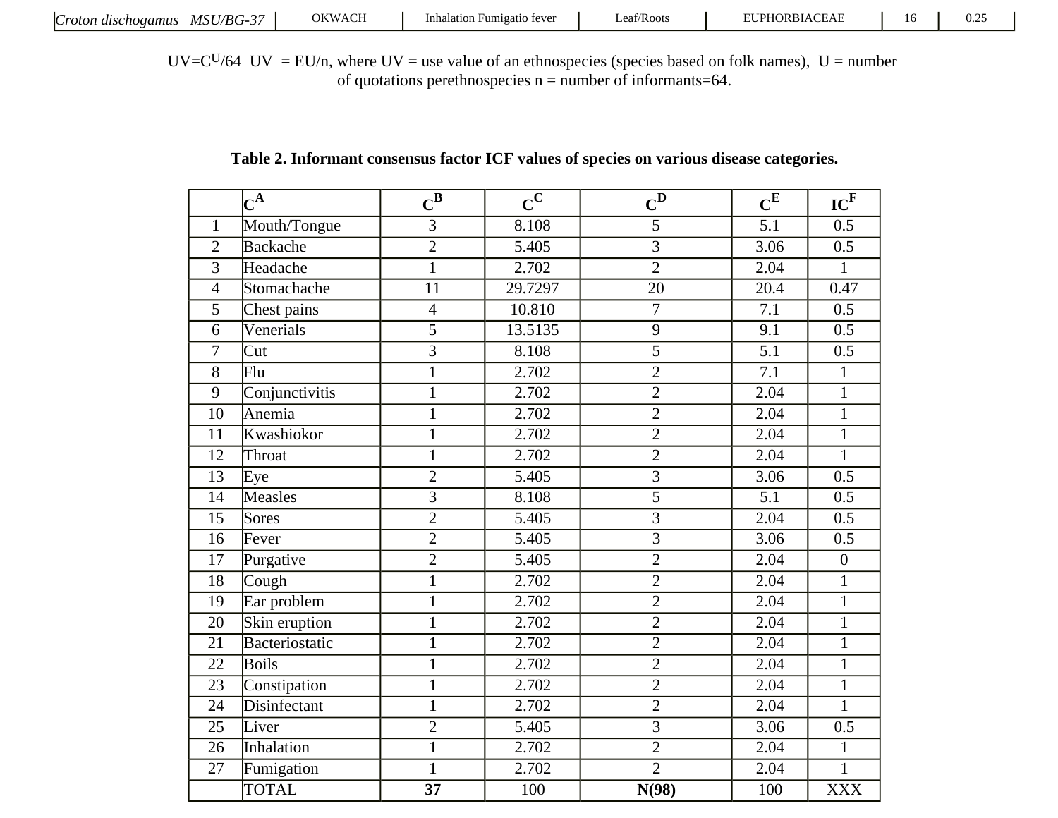| *Croton dischogamus MSU/BG-37* | OKWACH | Inhalation Fumigatio fever | Leaf/Roots | EUPHORBIACEAE | 16 | 0.25 |
|---|---|---|---|---|---|---|

UV=C^U/64 UV = EU/n, where UV = use value of an ethnospecies (species based on folk names), U = number of quotations perethnospecies n = number of informants=64.

**Table 2. Informant consensus factor ICF values of species on various disease categories.**

| | C[A] | C[B] | C[C] | C[D] | C[E] | IC[F] |
|---|---|---|---|---|---|---|
| 1 | Mouth/Tongue | 3 | 8.108 | 5 | 5.1 | 0.5 |
| 2 | Backache | 2 | 5.405 | 3 | 3.06 | 0.5 |
| 3 | Headache | 1 | 2.702 | 2 | 2.04 | 1 |
| 4 | Stomachache | 11 | 29.7297 | 20 | 20.4 | 0.47 |
| 5 | Chest pains | 4 | 10.810 | 7 | 7.1 | 0.5 |
| 6 | Venerials | 5 | 13.5135 | 9 | 9.1 | 0.5 |
| 7 | Cut | 3 | 8.108 | 5 | 5.1 | 0.5 |
| 8 | Flu | 1 | 2.702 | 2 | 7.1 | 1 |
| 9 | Conjunctivitis | 1 | 2.702 | 2 | 2.04 | 1 |
| 10 | Anemia | 1 | 2.702 | 2 | 2.04 | 1 |
| 11 | Kwashiokor | 1 | 2.702 | 2 | 2.04 | 1 |
| 12 | Throat | 1 | 2.702 | 2 | 2.04 | 1 |
| 13 | Eye | 2 | 5.405 | 3 | 3.06 | 0.5 |
| 14 | Measles | 3 | 8.108 | 5 | 5.1 | 0.5 |
| 15 | Sores | 2 | 5.405 | 3 | 2.04 | 0.5 |
| 16 | Fever | 2 | 5.405 | 3 | 3.06 | 0.5 |
| 17 | Purgative | 2 | 5.405 | 2 | 2.04 | 0 |
| 18 | Cough | 1 | 2.702 | 2 | 2.04 | 1 |
| 19 | Ear problem | 1 | 2.702 | 2 | 2.04 | 1 |
| 20 | Skin eruption | 1 | 2.702 | 2 | 2.04 | 1 |
| 21 | Bacteriostatic | 1 | 2.702 | 2 | 2.04 | 1 |
| 22 | Boils | 1 | 2.702 | 2 | 2.04 | 1 |
| 23 | Constipation | 1 | 2.702 | 2 | 2.04 | 1 |
| 24 | Disinfectant | 1 | 2.702 | 2 | 2.04 | 1 |
| 25 | Liver | 2 | 5.405 | 3 | 3.06 | 0.5 |
| 26 | Inhalation | 1 | 2.702 | 2 | 2.04 | 1 |
| 27 | Fumigation | 1 | 2.702 | 2 | 2.04 | 1 |
| | TOTAL | **37** | 100 | **N(98)** | 100 | XXX |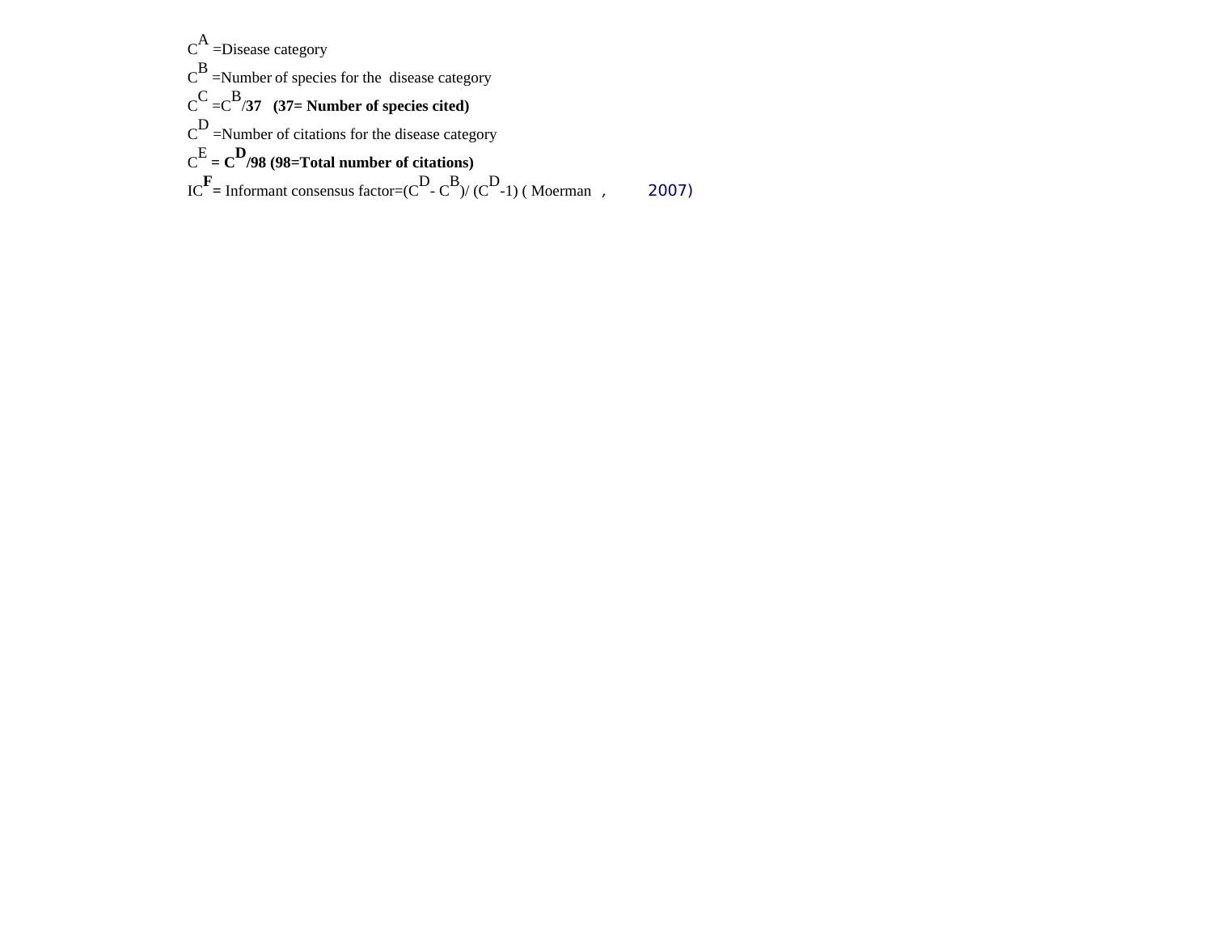$C^A$ =Disease category

$C^B$ =Number of species for the disease category

$C^C$ =$C^B$/**37 (37= Number of species cited)**

$C^D$ =Number of citations for the disease category

$C^E$ **=** $C^D$**/98 (98=Total number of citations)**

$IC^F$ **=** Informant consensus factor=$(C^D - C^B)/(C^D - 1)$ ( Moerman , 2007)